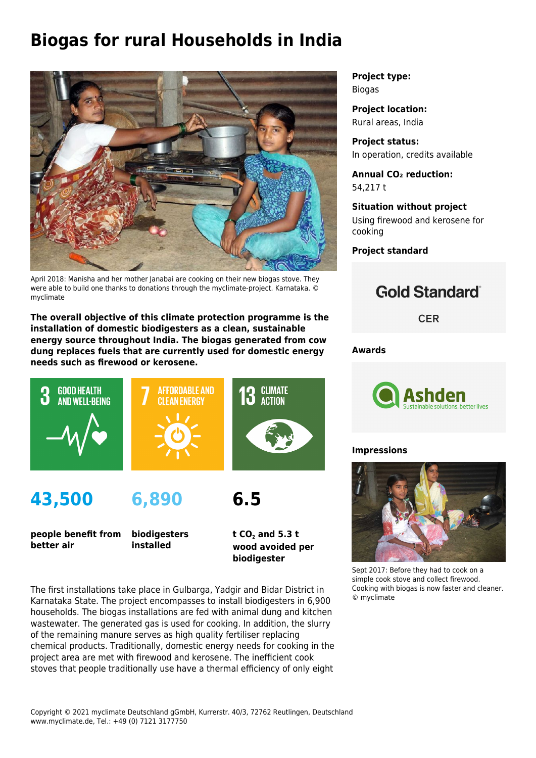# Biogas for rural Households in India

April 2018: Manisha and her mother Janabai are cooking on their new biogas stove. They were able to build one thanks to donations through the myclimate-project. Karnataka. © myclimate

**The overall objective of this climate protection programme is the installation of domestic biodigesters as a clean, sustainable energy source throughout India. The biogas generated from cow dung replaces fuels that are currently used for domestic energy needs such as firewood or kerosene.**

3 GOOD HEALTH AND WELL-BEING

7 AFFORDABLE AND CLEAN ENERGY

13 CLIMATE ACTION

**43,500**

**people benefit from better air**

**6,890**

**biodigesters installed**

**6.5**

**t $CO_2$ and 5.3 t wood avoided per biodigester**

The first installations take place in Gulbarga, Yadgir and Bidar District in Karnataka State. The project encompasses to install biodigesters in 6,900 households. The biogas installations are fed with animal dung and kitchen wastewater. The generated gas is used for cooking. In addition, the slurry of the remaining manure serves as high quality fertiliser replacing chemical products. Traditionally, domestic energy needs for cooking in the project area are met with firewood and kerosene. The inefficient cook stoves that people traditionally use have a thermal efficiency of only eight

**Project type:**
Biogas

**Project location:**
Rural areas, India

**Project status:**
In operation, credits available

**Annual $CO_2$ reduction:**
54,217 t

**Situation without project**
Using firewood and kerosene for cooking

**Project standard**

Gold Standard®

CER

**Awards**

Ashden
Sustainable solutions, better lives

**Impressions**

Sept 2017: Before they had to cook on a simple cook stove and collect firewood. Cooking with biogas is now faster and cleaner. © myclimate

Copyright © 2021 myclimate Deutschland gGmbH, Kurrerstr. 40/3, 72762 Reutlingen, Deutschland
www.myclimate.de, Tel.: +49 (0) 7121 3177750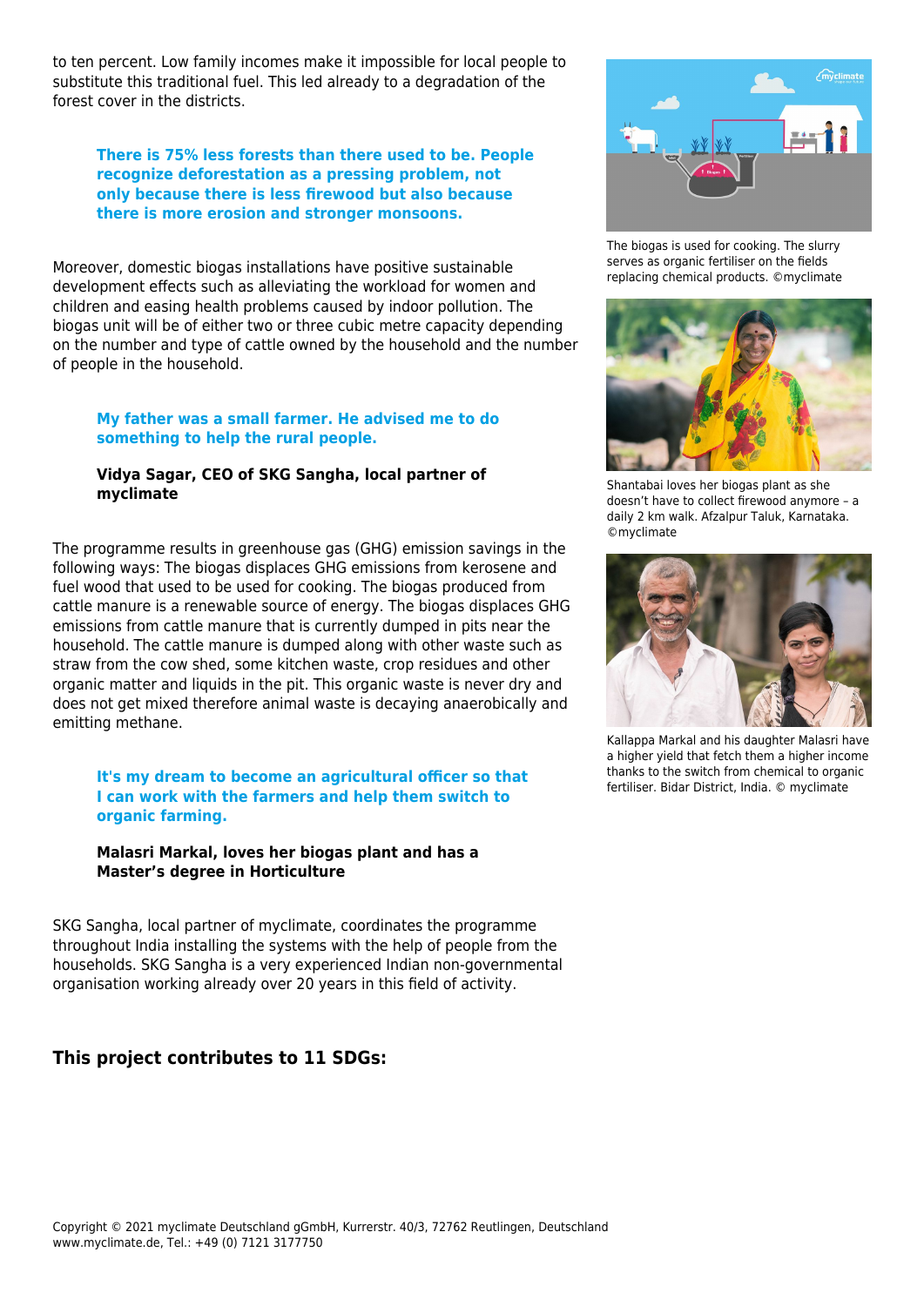to ten percent. Low family incomes make it impossible for local people to substitute this traditional fuel. This led already to a degradation of the forest cover in the districts.

> **There is 75% less forests than there used to be. People recognize deforestation as a pressing problem, not only because there is less firewood but also because there is more erosion and stronger monsoons.**

Moreover, domestic biogas installations have positive sustainable development effects such as alleviating the workload for women and children and easing health problems caused by indoor pollution. The biogas unit will be of either two or three cubic metre capacity depending on the number and type of cattle owned by the household and the number of people in the household.

> **My father was a small farmer. He advised me to do something to help the rural people.**
>
> **Vidya Sagar, CEO of SKG Sangha, local partner of myclimate**

The programme results in greenhouse gas (GHG) emission savings in the following ways: The biogas displaces GHG emissions from kerosene and fuel wood that used to be used for cooking. The biogas produced from cattle manure is a renewable source of energy. The biogas displaces GHG emissions from cattle manure that is currently dumped in pits near the household. The cattle manure is dumped along with other waste such as straw from the cow shed, some kitchen waste, crop residues and other organic matter and liquids in the pit. This organic waste is never dry and does not get mixed therefore animal waste is decaying anaerobically and emitting methane.

> **It's my dream to become an agricultural officer so that I can work with the farmers and help them switch to organic farming.**
>
> **Malasri Markal, loves her biogas plant and has a Master's degree in Horticulture**

SKG Sangha, local partner of myclimate, coordinates the programme throughout India installing the systems with the help of people from the households. SKG Sangha is a very experienced Indian non-governmental organisation working already over 20 years in this field of activity.

The biogas is used for cooking. The slurry serves as organic fertiliser on the fields replacing chemical products. ©myclimate

Shantabai loves her biogas plant as she doesn't have to collect firewood anymore – a daily 2 km walk. Afzalpur Taluk, Karnataka. ©myclimate

Kallappa Markal and his daughter Malasri have a higher yield that fetch them a higher income thanks to the switch from chemical to organic fertiliser. Bidar District, India. © myclimate

## This project contributes to 11 SDGs:

Copyright © 2021 myclimate Deutschland gGmbH, Kurrerstr. 40/3, 72762 Reutlingen, Deutschland
www.myclimate.de, Tel.: +49 (0) 7121 3177750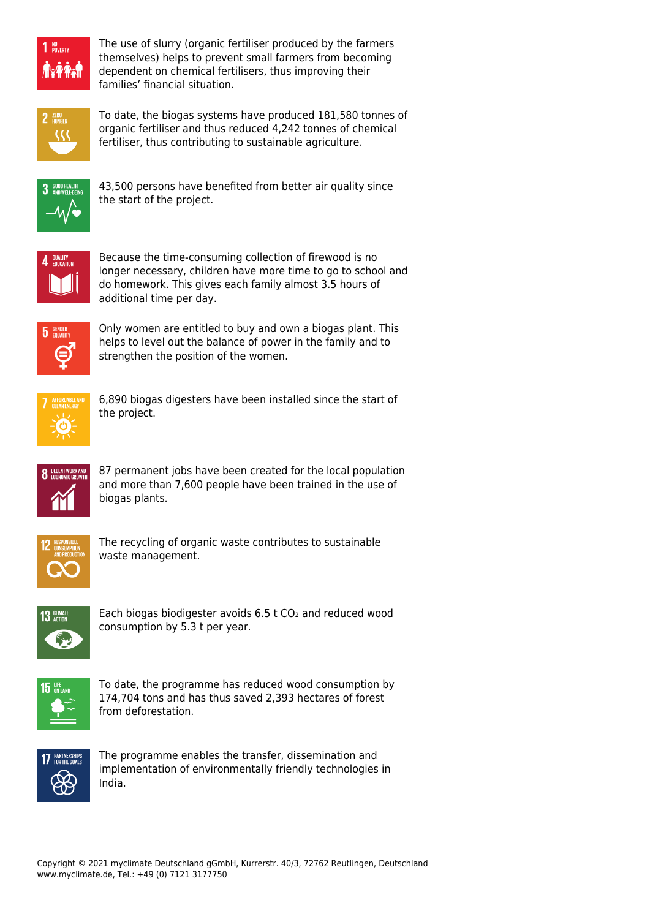The use of slurry (organic fertiliser produced by the farmers themselves) helps to prevent small farmers from becoming dependent on chemical fertilisers, thus improving their families' financial situation.

To date, the biogas systems have produced 181,580 tonnes of organic fertiliser and thus reduced 4,242 tonnes of chemical fertiliser, thus contributing to sustainable agriculture.

43,500 persons have benefited from better air quality since the start of the project.

Because the time-consuming collection of firewood is no longer necessary, children have more time to go to school and do homework. This gives each family almost 3.5 hours of additional time per day.

Only women are entitled to buy and own a biogas plant. This helps to level out the balance of power in the family and to strengthen the position of the women.

6,890 biogas digesters have been installed since the start of the project.

87 permanent jobs have been created for the local population and more than 7,600 people have been trained in the use of biogas plants.

The recycling of organic waste contributes to sustainable waste management.

Each biogas biodigester avoids 6.5 t $CO_2$ and reduced wood consumption by 5.3 t per year.

To date, the programme has reduced wood consumption by 174,704 tons and has thus saved 2,393 hectares of forest from deforestation.

The programme enables the transfer, dissemination and implementation of environmentally friendly technologies in India.

Copyright © 2021 myclimate Deutschland gGmbH, Kurrerstr. 40/3, 72762 Reutlingen, Deutschland
www.myclimate.de, Tel.: +49 (0) 7121 3177750